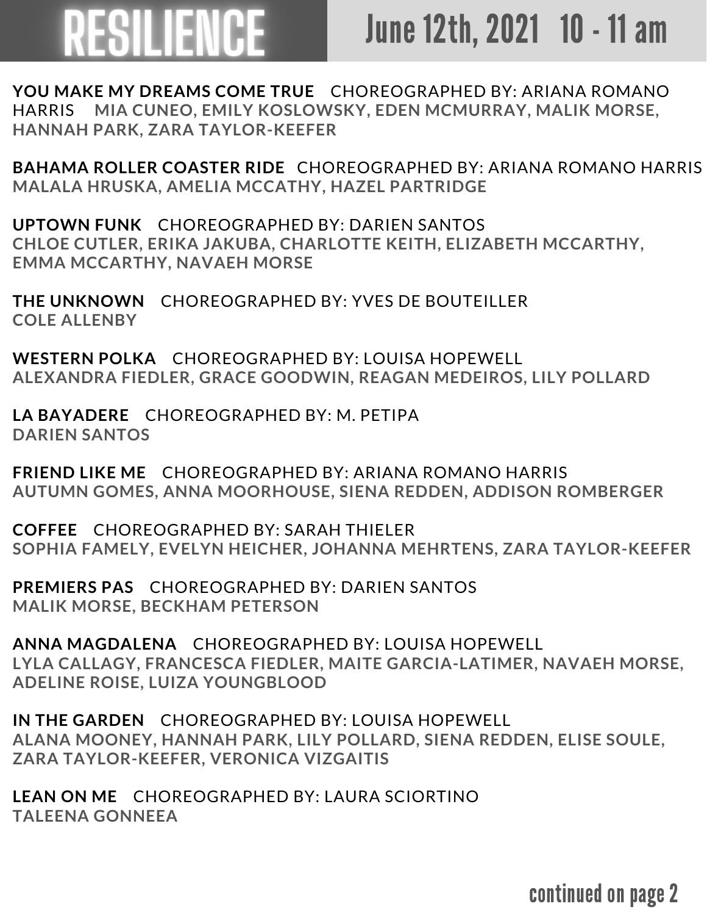# RESILIENCE

## June 12th, 2021 10 - 11 am

**YOU MAKE MY DREAMS COME TRUE** CHOREOGRAPHED BY: ARIANA ROMANO HARRIS
**MIA CUNEO, EMILY KOSLOWSKY, EDEN MCMURRAY, MALIK MORSE, HANNAH PARK, ZARA TAYLOR-KEEFER**

**BAHAMA ROLLER COASTER RIDE** CHOREOGRAPHED BY: ARIANA ROMANO HARRIS
**MALALA HRUSKA, AMELIA MCCATHY, HAZEL PARTRIDGE**

**UPTOWN FUNK** CHOREOGRAPHED BY: DARIEN SANTOS
**CHLOE CUTLER, ERIKA JAKUBA, CHARLOTTE KEITH, ELIZABETH MCCARTHY, EMMA MCCARTHY, NAVAEH MORSE**

**THE UNKNOWN** CHOREOGRAPHED BY: YVES DE BOUTEILLER
**COLE ALLENBY**

**WESTERN POLKA** CHOREOGRAPHED BY: LOUISA HOPEWELL
**ALEXANDRA FIEDLER, GRACE GOODWIN, REAGAN MEDEIROS, LILY POLLARD**

**LA BAYADERE** CHOREOGRAPHED BY: M. PETIPA
**DARIEN SANTOS**

**FRIEND LIKE ME** CHOREOGRAPHED BY: ARIANA ROMANO HARRIS
**AUTUMN GOMES, ANNA MOORHOUSE, SIENA REDDEN, ADDISON ROMBERGER**

**COFFEE** CHOREOGRAPHED BY: SARAH THIELER
**SOPHIA FAMELY, EVELYN HEICHER, JOHANNA MEHRTENS, ZARA TAYLOR-KEEFER**

**PREMIERS PAS** CHOREOGRAPHED BY: DARIEN SANTOS
**MALIK MORSE, BECKHAM PETERSON**

**ANNA MAGDALENA** CHOREOGRAPHED BY: LOUISA HOPEWELL
**LYLA CALLAGY, FRANCESCA FIEDLER, MAITE GARCIA-LATIMER, NAVAEH MORSE, ADELINE ROISE, LUIZA YOUNGBLOOD**

**IN THE GARDEN** CHOREOGRAPHED BY: LOUISA HOPEWELL
**ALANA MOONEY, HANNAH PARK, LILY POLLARD, SIENA REDDEN, ELISE SOULE, ZARA TAYLOR-KEEFER, VERONICA VIZGAITIS**

**LEAN ON ME** CHOREOGRAPHED BY: LAURA SCIORTINO
**TALEENA GONNEEA**

continued on page 2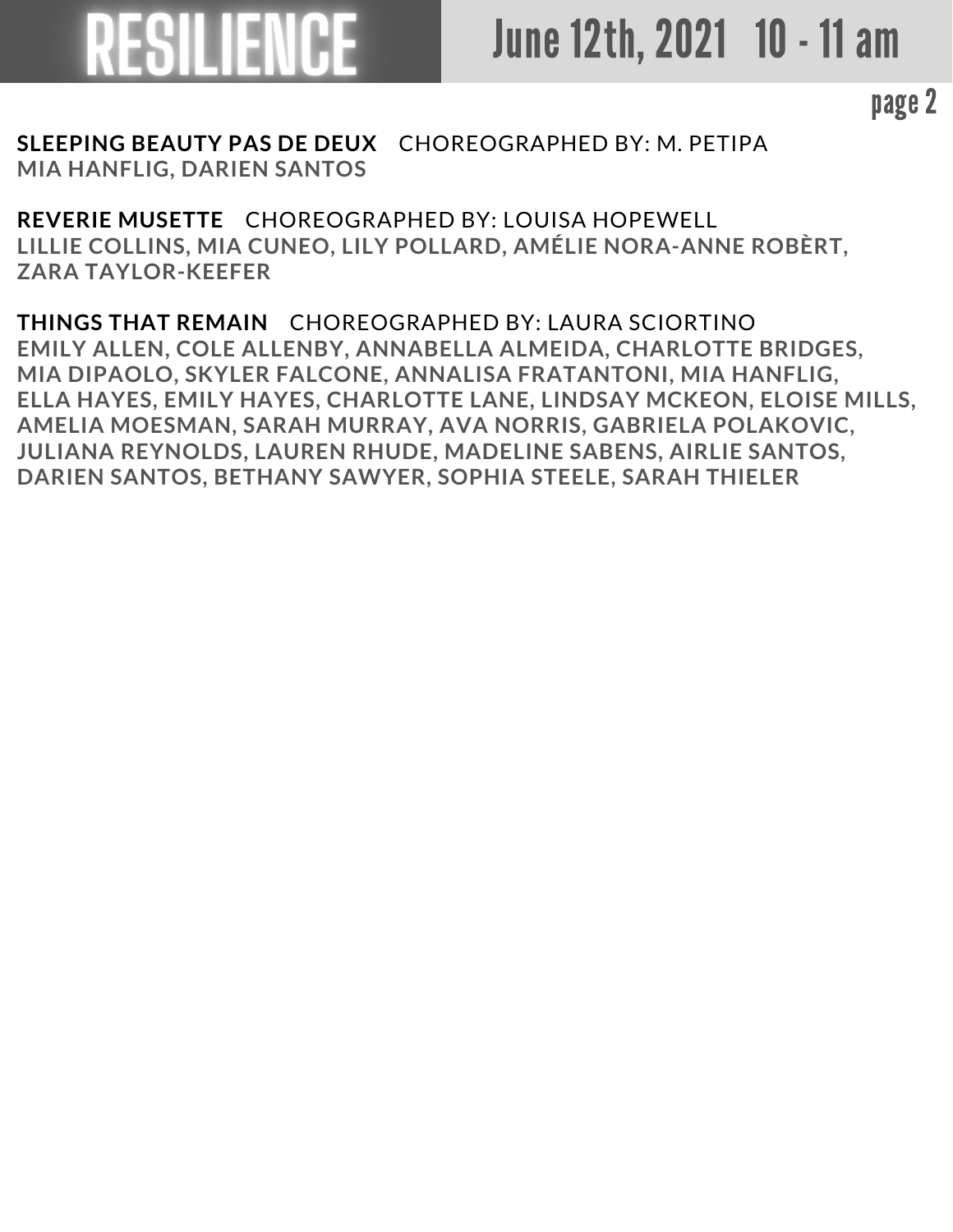# RESILIENCE

## June 12th, 2021 10 - 11 am

**SLEEPING BEAUTY PAS DE DEUX** CHOREOGRAPHED BY: M. PETIPA
**MIA HANFLIG, DARIEN SANTOS**

**REVERIE MUSETTE** CHOREOGRAPHED BY: LOUISA HOPEWELL
**LILLIE COLLINS, MIA CUNEO, LILY POLLARD, AMÉLIE NORA-ANNE ROBÈRT, ZARA TAYLOR-KEEFER**

**THINGS THAT REMAIN** CHOREOGRAPHED BY: LAURA SCIORTINO
**EMILY ALLEN, COLE ALLENBY, ANNABELLA ALMEIDA, CHARLOTTE BRIDGES, MIA DIPAOLO, SKYLER FALCONE, ANNALISA FRATANTONI, MIA HANFLIG, ELLA HAYES, EMILY HAYES, CHARLOTTE LANE, LINDSAY MCKEON, ELOISE MILLS, AMELIA MOESMAN, SARAH MURRAY, AVA NORRIS, GABRIELA POLAKOVIC, JULIANA REYNOLDS, LAUREN RHUDE, MADELINE SABENS, AIRLIE SANTOS, DARIEN SANTOS, BETHANY SAWYER, SOPHIA STEELE, SARAH THIELER**